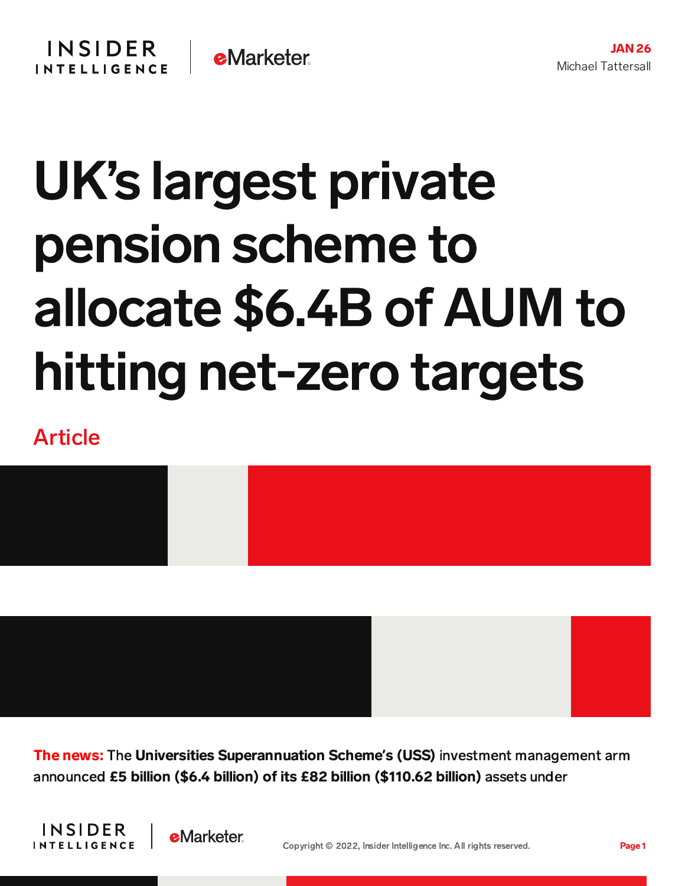JAN 26
Michael Tattersall

# UK's largest private pension scheme to allocate $6.4B of AUM to hitting net-zero targets

Article

**The news:** The **Universities Superannuation Scheme's (USS)** investment management arm announced **£5 billion ($6.4 billion) of its £82 billion ($110.62 billion)** assets under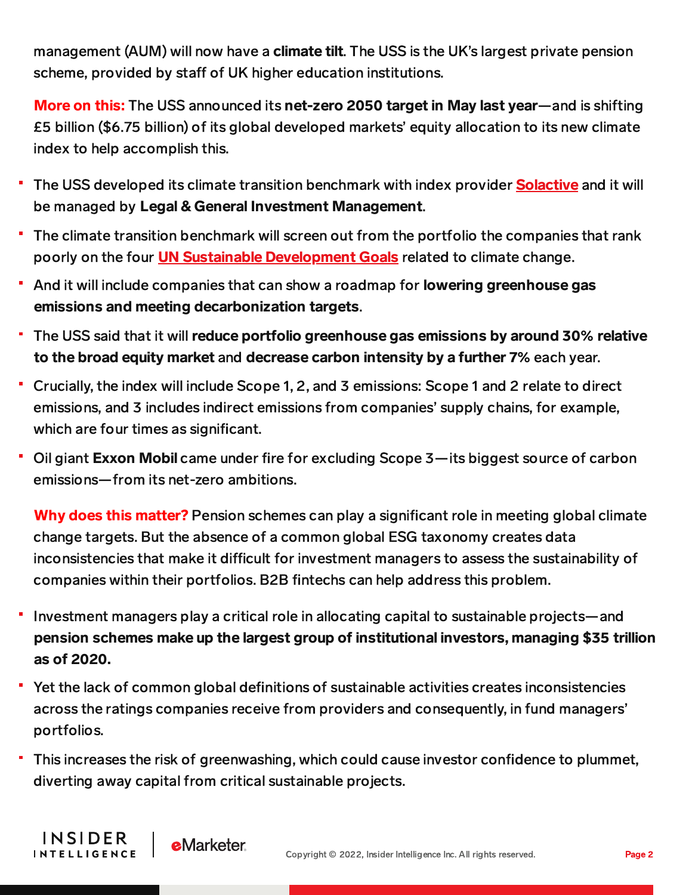management (AUM) will now have a **climate tilt**. The USS is the UK's largest private pension scheme, provided by staff of UK higher education institutions.

**More on this:** The USS announced its **net-zero 2050 target in May last year**—and is shifting £5 billion ($6.75 billion) of its global developed markets' equity allocation to its new climate index to help accomplish this.

- The USS developed its climate transition benchmark with index provider **Solactive** and it will be managed by **Legal & General Investment Management**.
- The climate transition benchmark will screen out from the portfolio the companies that rank poorly on the four **UN Sustainable Development Goals** related to climate change.
- And it will include companies that can show a roadmap for **lowering greenhouse gas emissions and meeting decarbonization targets**.
- The USS said that it will **reduce portfolio greenhouse gas emissions by around 30% relative to the broad equity market** and **decrease carbon intensity by a further 7%** each year.
- Crucially, the index will include Scope 1, 2, and 3 emissions: Scope 1 and 2 relate to direct emissions, and 3 includes indirect emissions from companies' supply chains, for example, which are four times as significant.
- Oil giant **Exxon Mobil** came under fire for excluding Scope 3—its biggest source of carbon emissions—from its net-zero ambitions.

**Why does this matter?** Pension schemes can play a significant role in meeting global climate change targets. But the absence of a common global ESG taxonomy creates data inconsistencies that make it difficult for investment managers to assess the sustainability of companies within their portfolios. B2B fintechs can help address this problem.

- Investment managers play a critical role in allocating capital to sustainable projects—and **pension schemes make up the largest group of institutional investors, managing $35 trillion as of 2020.**
- Yet the lack of common global definitions of sustainable activities creates inconsistencies across the ratings companies receive from providers and consequently, in fund managers' portfolios.
- This increases the risk of greenwashing, which could cause investor confidence to plummet, diverting away capital from critical sustainable projects.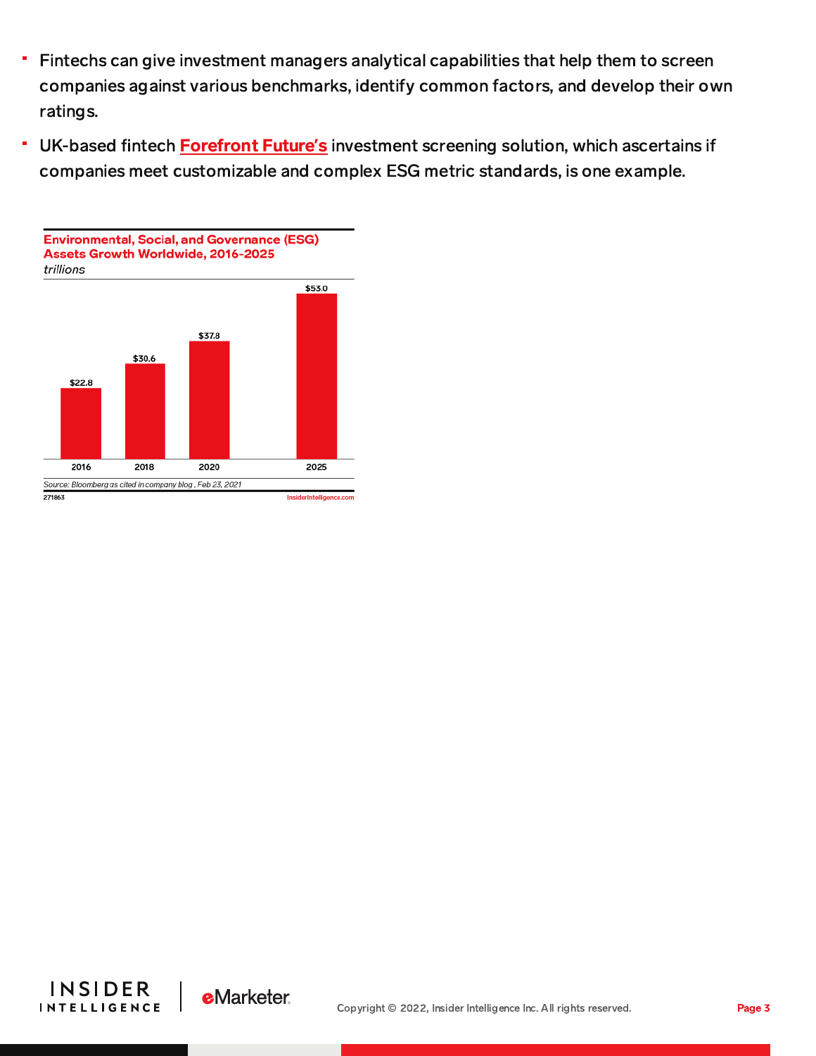- Fintechs can give investment managers analytical capabilities that help them to screen companies against various benchmarks, identify common factors, and develop their own ratings.
- UK-based fintech **Forefront Future's** investment screening solution, which ascertains if companies meet customizable and complex ESG metric standards, is one example.

**Environmental, Social, and Governance (ESG) Assets Growth Worldwide, 2016-2025**
*trillions*

$22.8
$30.6
$37.8
$53.0

2016
2018
2020
2025

*Source: Bloomberg as cited in company blog, Feb 23, 2021*
271863
InsiderIntelligence.com